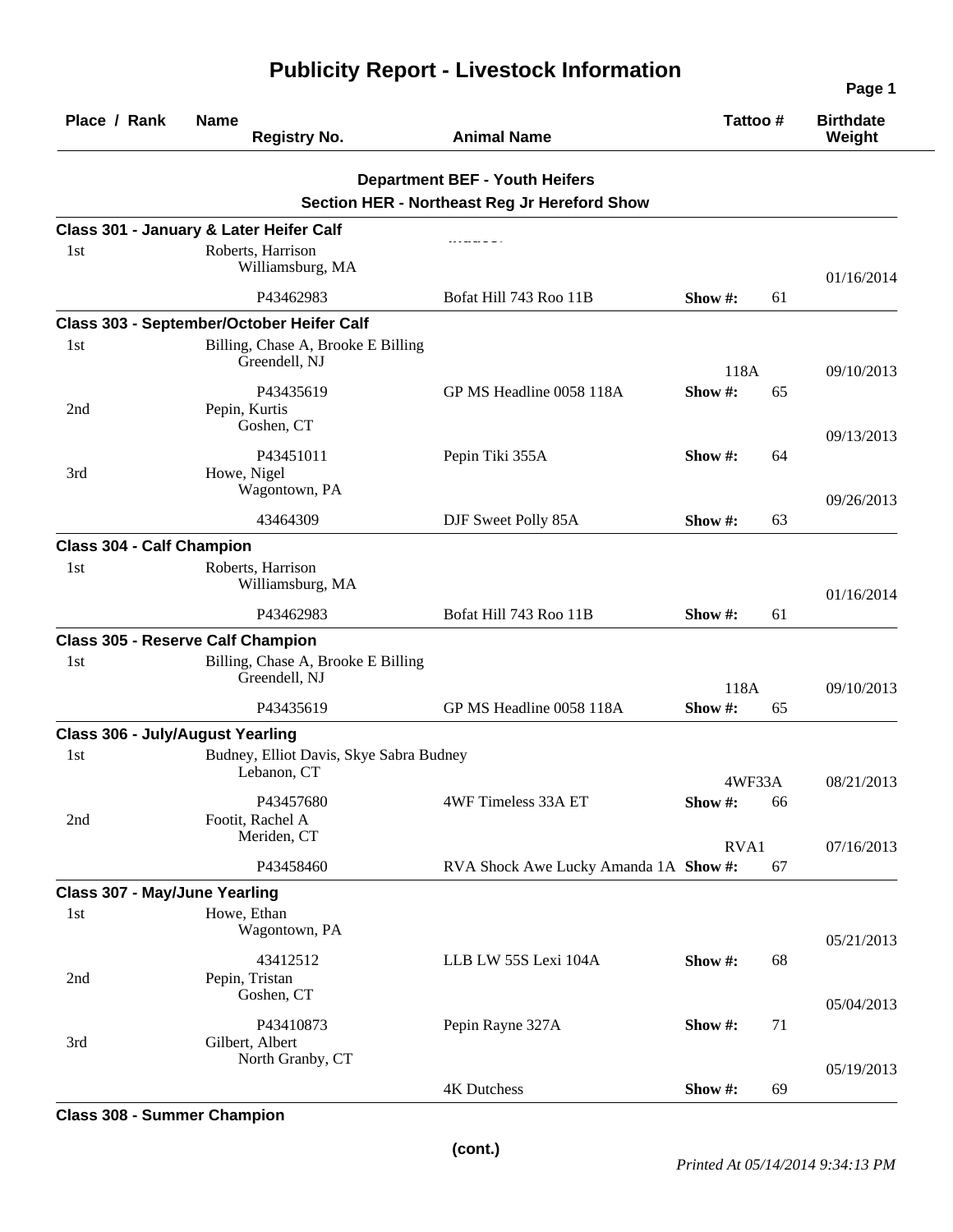# Publicity Report - Livestock Information

| Place / Rank | Name / Registry No. | Animal Name | Tattoo # | Birthdate / Weight |
|---|---|---|---|---|

## Department BEF - Youth Heifers

### Section HER - Northeast Reg Jr Hereford Show

**Class 301 - January & Later Heifer Calf**

| Place / Rank | Name / Registry No. | Animal Name | Tattoo # | Birthdate / Weight |
|---|---|---|---|---|
| 1st | Roberts, Harrison<br>Williamsburg, MA<br>P43462983 | Bofat Hill 743 Roo 11B | Show #: 61 | 01/16/2014 |

**Class 303 - September/October Heifer Calf**

| Place / Rank | Name / Registry No. | Animal Name | Tattoo # | Birthdate / Weight |
|---|---|---|---|---|
| 1st | Billing, Chase A, Brooke E Billing<br>Greendell, NJ<br>P43435619 | GP MS Headline 0058 118A | 118A<br>Show #: 65 | 09/10/2013 |
| 2nd | Pepin, Kurtis<br>Goshen, CT<br>P43451011 | Pepin Tiki 355A | Show #: 64 | 09/13/2013 |
| 3rd | Howe, Nigel<br>Wagontown, PA<br>43464309 | DJF Sweet Polly 85A | Show #: 63 | 09/26/2013 |

**Class 304 - Calf Champion**

| Place / Rank | Name / Registry No. | Animal Name | Tattoo # | Birthdate / Weight |
|---|---|---|---|---|
| 1st | Roberts, Harrison<br>Williamsburg, MA<br>P43462983 | Bofat Hill 743 Roo 11B | Show #: 61 | 01/16/2014 |

**Class 305 - Reserve Calf Champion**

| Place / Rank | Name / Registry No. | Animal Name | Tattoo # | Birthdate / Weight |
|---|---|---|---|---|
| 1st | Billing, Chase A, Brooke E Billing<br>Greendell, NJ<br>P43435619 | GP MS Headline 0058 118A | 118A<br>Show #: 65 | 09/10/2013 |

**Class 306 - July/August Yearling**

| Place / Rank | Name / Registry No. | Animal Name | Tattoo # | Birthdate / Weight |
|---|---|---|---|---|
| 1st | Budney, Elliot Davis, Skye Sabra Budney<br>Lebanon, CT<br>P43457680 | 4WF Timeless 33A ET | 4WF33A<br>Show #: 66 | 08/21/2013 |
| 2nd | Footit, Rachel A<br>Meriden, CT<br>P43458460 | RVA Shock Awe Lucky Amanda 1A | RVA1<br>Show #: 67 | 07/16/2013 |

**Class 307 - May/June Yearling**

| Place / Rank | Name / Registry No. | Animal Name | Tattoo # | Birthdate / Weight |
|---|---|---|---|---|
| 1st | Howe, Ethan<br>Wagontown, PA<br>43412512 | LLB LW 55S Lexi 104A | Show #: 68 | 05/21/2013 |
| 2nd | Pepin, Tristan<br>Goshen, CT<br>P43410873 | Pepin Rayne 327A | Show #: 71 | 05/04/2013 |
| 3rd | Gilbert, Albert<br>North Granby, CT | 4K Dutchess | Show #: 69 | 05/19/2013 |

**Class 308 - Summer Champion**

(cont.)

*Printed At 05/14/2014 9:34:13 PM*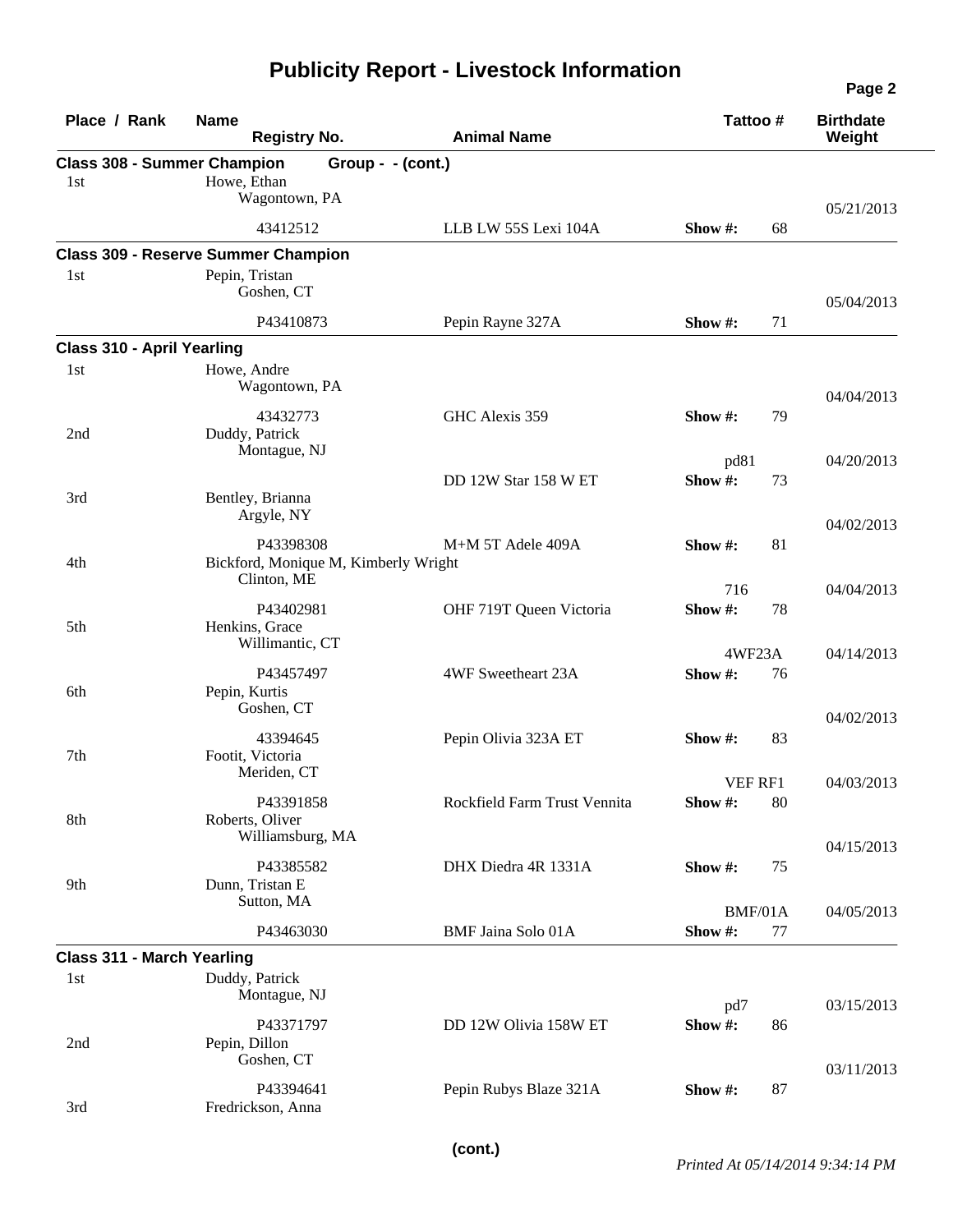# Publicity Report - Livestock Information

| Place / Rank | Name / Registry No. | Animal Name | Tattoo # | Birthdate Weight |
|---|---|---|---|---|
| **Class 308 - Summer Champion** | **Group - - (cont.)** | | | |
| 1st | Howe, Ethan<br>Wagontown, PA | | | 05/21/2013 |
| | 43412512 | LLB LW 55S Lexi 104A | Show #: 68 | |
| **Class 309 - Reserve Summer Champion** | | | | |
| 1st | Pepin, Tristan<br>Goshen, CT | | | 05/04/2013 |
| | P43410873 | Pepin Rayne 327A | Show #: 71 | |
| **Class 310 - April Yearling** | | | | |
| 1st | Howe, Andre<br>Wagontown, PA | | | 04/04/2013 |
| | 43432773 | GHC Alexis 359 | Show #: 79 | |
| 2nd | Duddy, Patrick<br>Montague, NJ | | pd81 | 04/20/2013 |
| | | DD 12W Star 158 W ET | Show #: 73 | |
| 3rd | Bentley, Brianna<br>Argyle, NY | | | 04/02/2013 |
| | P43398308 | M+M 5T Adele 409A | Show #: 81 | |
| 4th | Bickford, Monique M, Kimberly Wright<br>Clinton, ME | | 716 | 04/04/2013 |
| | P43402981 | OHF 719T Queen Victoria | Show #: 78 | |
| 5th | Henkins, Grace<br>Willimantic, CT | | 4WF23A | 04/14/2013 |
| | P43457497 | 4WF Sweetheart 23A | Show #: 76 | |
| 6th | Pepin, Kurtis<br>Goshen, CT | | | 04/02/2013 |
| | 43394645 | Pepin Olivia 323A ET | Show #: 83 | |
| 7th | Footit, Victoria<br>Meriden, CT | | VEF RF1 | 04/03/2013 |
| | P43391858 | Rockfield Farm Trust Vennita | Show #: 80 | |
| 8th | Roberts, Oliver<br>Williamsburg, MA | | | 04/15/2013 |
| | P43385582 | DHX Diedra 4R 1331A | Show #: 75 | |
| 9th | Dunn, Tristan E<br>Sutton, MA | | BMF/01A | 04/05/2013 |
| | P43463030 | BMF Jaina Solo 01A | Show #: 77 | |
| **Class 311 - March Yearling** | | | | |
| 1st | Duddy, Patrick<br>Montague, NJ | | pd7 | 03/15/2013 |
| | P43371797 | DD 12W Olivia 158W ET | Show #: 86 | |
| 2nd | Pepin, Dillon<br>Goshen, CT | | | 03/11/2013 |
| | P43394641 | Pepin Rubys Blaze 321A | Show #: 87 | |
| 3rd | Fredrickson, Anna | | | |

(cont.)

*Printed At 05/14/2014 9:34:14 PM*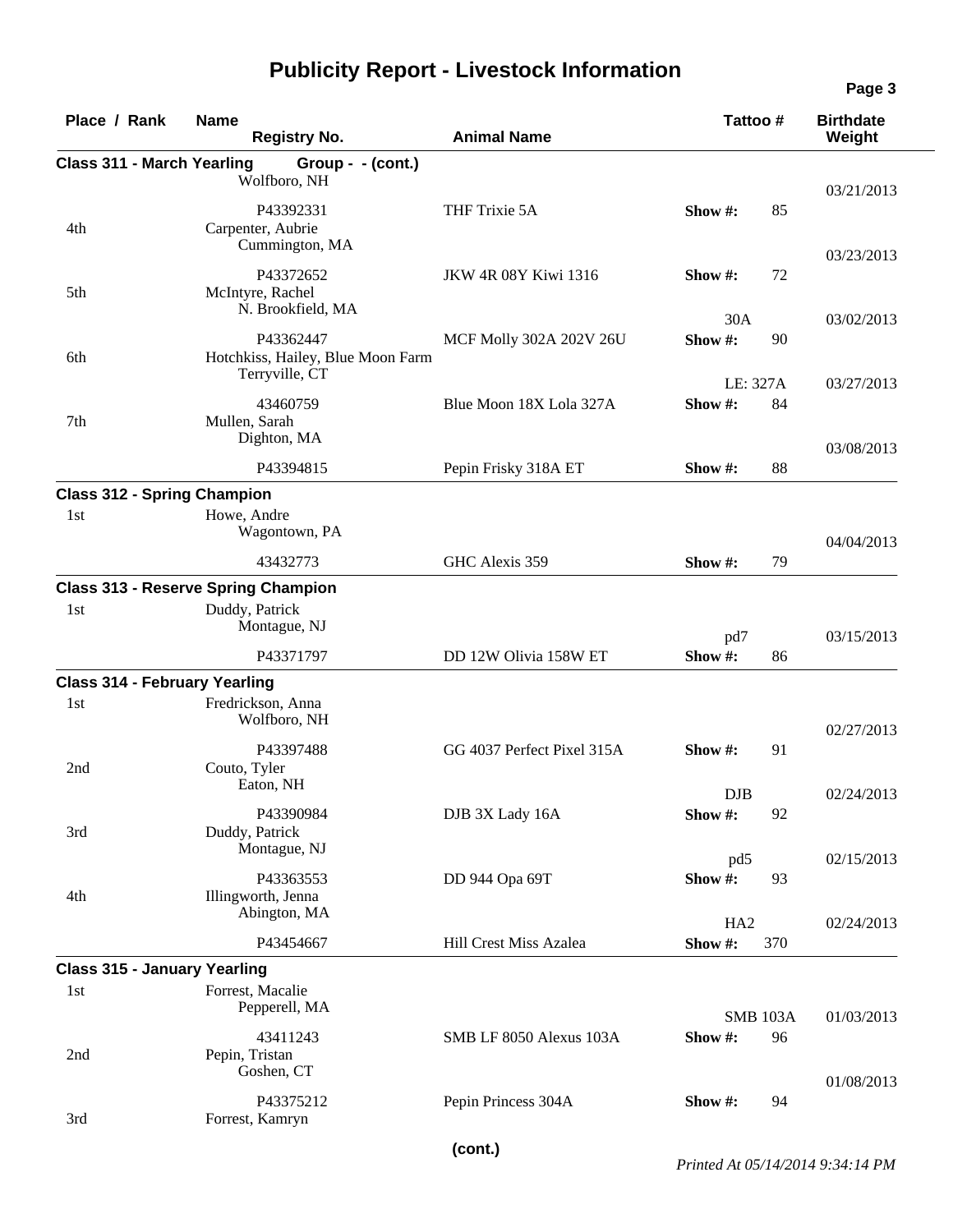# Publicity Report - Livestock Information

| Place / Rank | Name / Registry No. | Animal Name | Tattoo # | Birthdate / Weight |
|---|---|---|---|---|
| **Class 311 - March Yearling** | **Group - - (cont.)** | | | |
| | Wolfboro, NH | | | 03/21/2013 |
| | P43392331 | THF Trixie 5A | **Show #:** 85 | |
| 4th | Carpenter, Aubrie<br>Cummington, MA | | | 03/23/2013 |
| | P43372652 | JKW 4R 08Y Kiwi 1316 | **Show #:** 72 | |
| 5th | McIntyre, Rachel<br>N. Brookfield, MA | | 30A | 03/02/2013 |
| | P43362447 | MCF Molly 302A 202V 26U | **Show #:** 90 | |
| 6th | Hotchkiss, Hailey, Blue Moon Farm<br>Terryville, CT | | LE: 327A | 03/27/2013 |
| | 43460759 | Blue Moon 18X Lola 327A | **Show #:** 84 | |
| 7th | Mullen, Sarah<br>Dighton, MA | | | 03/08/2013 |
| | P43394815 | Pepin Frisky 318A ET | **Show #:** 88 | |
| **Class 312 - Spring Champion** | | | | |
| 1st | Howe, Andre<br>Wagontown, PA | | | 04/04/2013 |
| | 43432773 | GHC Alexis 359 | **Show #:** 79 | |
| **Class 313 - Reserve Spring Champion** | | | | |
| 1st | Duddy, Patrick<br>Montague, NJ | | pd7 | 03/15/2013 |
| | P43371797 | DD 12W Olivia 158W ET | **Show #:** 86 | |
| **Class 314 - February Yearling** | | | | |
| 1st | Fredrickson, Anna<br>Wolfboro, NH | | | 02/27/2013 |
| | P43397488 | GG 4037 Perfect Pixel 315A | **Show #:** 91 | |
| 2nd | Couto, Tyler<br>Eaton, NH | | DJB | 02/24/2013 |
| | P43390984 | DJB 3X Lady 16A | **Show #:** 92 | |
| 3rd | Duddy, Patrick<br>Montague, NJ | | pd5 | 02/15/2013 |
| | P43363553 | DD 944 Opa 69T | **Show #:** 93 | |
| 4th | Illingworth, Jenna<br>Abington, MA | | HA2 | 02/24/2013 |
| | P43454667 | Hill Crest Miss Azalea | **Show #:** 370 | |
| **Class 315 - January Yearling** | | | | |
| 1st | Forrest, Macalie<br>Pepperell, MA | | SMB 103A | 01/03/2013 |
| | 43411243 | SMB LF 8050 Alexus 103A | **Show #:** 96 | |
| 2nd | Pepin, Tristan<br>Goshen, CT | | | 01/08/2013 |
| | P43375212 | Pepin Princess 304A | **Show #:** 94 | |
| 3rd | Forrest, Kamryn | | | |

**(cont.)**

*Printed At 05/14/2014 9:34:14 PM*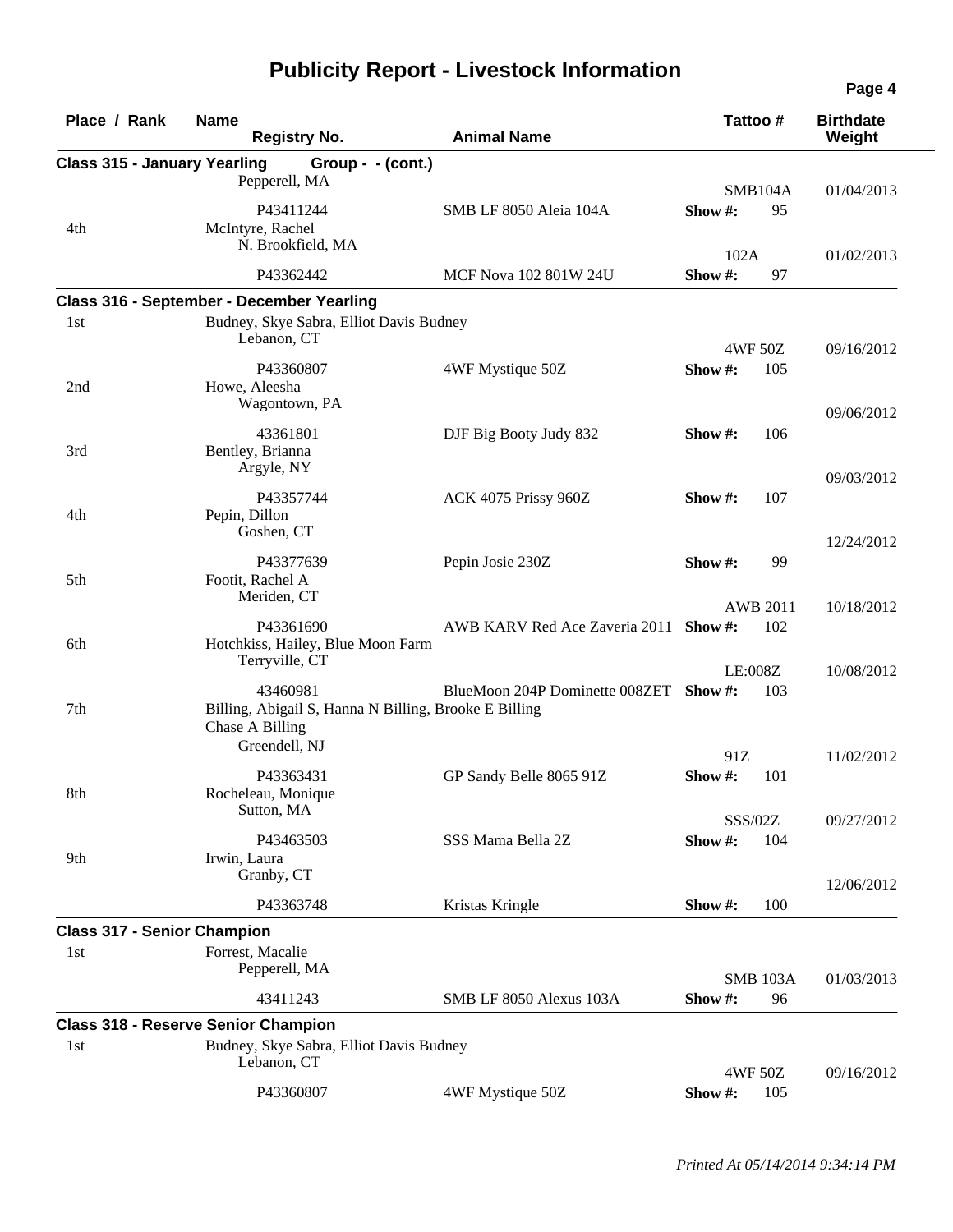# Publicity Report - Livestock Information

| Place / Rank | Name / Registry No. | Animal Name | Tattoo # | Birthdate / Weight |
|---|---|---|---|---|
| **Class 315 - January Yearling  Group - - (cont.)** | | | | |
| | Pepperell, MA | | SMB104A | 01/04/2013 |
| | P43411244 | SMB LF 8050 Aleia 104A | Show #: 95 | |
| 4th | McIntyre, Rachel<br>N. Brookfield, MA | | 102A | 01/02/2013 |
| | P43362442 | MCF Nova 102 801W 24U | Show #: 97 | |
| **Class 316 - September - December Yearling** | | | | |
| 1st | Budney, Skye Sabra, Elliot Davis Budney<br>Lebanon, CT | | 4WF 50Z | 09/16/2012 |
| | P43360807 | 4WF Mystique 50Z | Show #: 105 | |
| 2nd | Howe, Aleesha<br>Wagontown, PA | | | 09/06/2012 |
| | 43361801 | DJF Big Booty Judy 832 | Show #: 106 | |
| 3rd | Bentley, Brianna<br>Argyle, NY | | | 09/03/2012 |
| | P43357744 | ACK 4075 Prissy 960Z | Show #: 107 | |
| 4th | Pepin, Dillon<br>Goshen, CT | | | 12/24/2012 |
| | P43377639 | Pepin Josie 230Z | Show #: 99 | |
| 5th | Footit, Rachel A<br>Meriden, CT | | AWB 2011 | 10/18/2012 |
| | P43361690 | AWB KARV Red Ace Zaveria 2011 | Show #: 102 | |
| 6th | Hotchkiss, Hailey, Blue Moon Farm<br>Terryville, CT | | LE:008Z | 10/08/2012 |
| | 43460981 | BlueMoon 204P Dominette 008ZET | Show #: 103 | |
| 7th | Billing, Abigail S, Hanna N Billing, Brooke E Billing<br>Chase A Billing<br>Greendell, NJ | | 91Z | 11/02/2012 |
| | P43363431 | GP Sandy Belle 8065 91Z | Show #: 101 | |
| 8th | Rocheleau, Monique<br>Sutton, MA | | SSS/02Z | 09/27/2012 |
| | P43463503 | SSS Mama Bella 2Z | Show #: 104 | |
| 9th | Irwin, Laura<br>Granby, CT | | | 12/06/2012 |
| | P43363748 | Kristas Kringle | Show #: 100 | |
| **Class 317 - Senior Champion** | | | | |
| 1st | Forrest, Macalie<br>Pepperell, MA | | SMB 103A | 01/03/2013 |
| | 43411243 | SMB LF 8050 Alexus 103A | Show #: 96 | |
| **Class 318 - Reserve Senior Champion** | | | | |
| 1st | Budney, Skye Sabra, Elliot Davis Budney<br>Lebanon, CT | | 4WF 50Z | 09/16/2012 |
| | P43360807 | 4WF Mystique 50Z | Show #: 105 | |

*Printed At 05/14/2014 9:34:14 PM*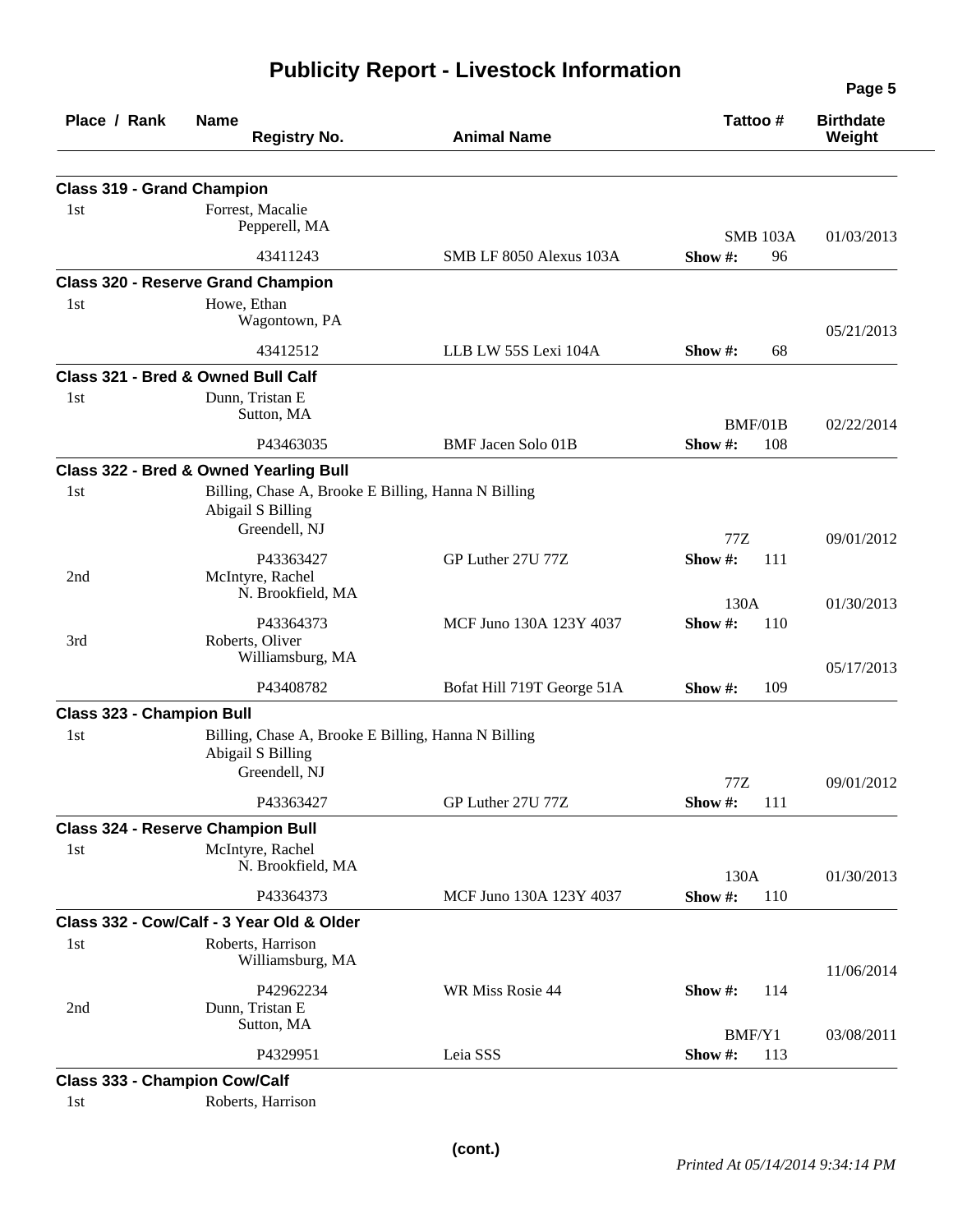# Publicity Report - Livestock Information

| Place / Rank | Name / Registry No. | Animal Name | Tattoo # | Birthdate / Weight |
|---|---|---|---|---|

### Class 319 - Grand Champion

| Place / Rank | Name / Registry No. | Animal Name | Tattoo # | Birthdate / Weight |
|---|---|---|---|---|
| 1st | Forrest, Macalie<br>Pepperell, MA<br>43411243 | SMB LF 8050 Alexus 103A | SMB 103A<br>Show #: 96 | 01/03/2013 |

### Class 320 - Reserve Grand Champion

| Place / Rank | Name / Registry No. | Animal Name | Tattoo # | Birthdate / Weight |
|---|---|---|---|---|
| 1st | Howe, Ethan<br>Wagontown, PA<br>43412512 | LLB LW 55S Lexi 104A | Show #: 68 | 05/21/2013 |

### Class 321 - Bred & Owned Bull Calf

| Place / Rank | Name / Registry No. | Animal Name | Tattoo # | Birthdate / Weight |
|---|---|---|---|---|
| 1st | Dunn, Tristan E<br>Sutton, MA<br>P43463035 | BMF Jacen Solo 01B | BMF/01B<br>Show #: 108 | 02/22/2014 |

### Class 322 - Bred & Owned Yearling Bull

| Place / Rank | Name / Registry No. | Animal Name | Tattoo # | Birthdate / Weight |
|---|---|---|---|---|
| 1st | Billing, Chase A, Brooke E Billing, Hanna N Billing<br>Abigail S Billing<br>Greendell, NJ<br>P43363427 | GP Luther 27U 77Z | 77Z<br>Show #: 111 | 09/01/2012 |
| 2nd | McIntyre, Rachel<br>N. Brookfield, MA<br>P43364373 | MCF Juno 130A 123Y 4037 | 130A<br>Show #: 110 | 01/30/2013 |
| 3rd | Roberts, Oliver<br>Williamsburg, MA<br>P43408782 | Bofat Hill 719T George 51A | Show #: 109 | 05/17/2013 |

### Class 323 - Champion Bull

| Place / Rank | Name / Registry No. | Animal Name | Tattoo # | Birthdate / Weight |
|---|---|---|---|---|
| 1st | Billing, Chase A, Brooke E Billing, Hanna N Billing<br>Abigail S Billing<br>Greendell, NJ<br>P43363427 | GP Luther 27U 77Z | 77Z<br>Show #: 111 | 09/01/2012 |

### Class 324 - Reserve Champion Bull

| Place / Rank | Name / Registry No. | Animal Name | Tattoo # | Birthdate / Weight |
|---|---|---|---|---|
| 1st | McIntyre, Rachel<br>N. Brookfield, MA<br>P43364373 | MCF Juno 130A 123Y 4037 | 130A<br>Show #: 110 | 01/30/2013 |

### Class 332 - Cow/Calf - 3 Year Old & Older

| Place / Rank | Name / Registry No. | Animal Name | Tattoo # | Birthdate / Weight |
|---|---|---|---|---|
| 1st | Roberts, Harrison<br>Williamsburg, MA<br>P42962234 | WR Miss Rosie 44 | Show #: 114 | 11/06/2014 |
| 2nd | Dunn, Tristan E<br>Sutton, MA<br>P4329951 | Leia SSS | BMF/Y1<br>Show #: 113 | 03/08/2011 |

### Class 333 - Champion Cow/Calf

| Place / Rank | Name / Registry No. | Animal Name | Tattoo # | Birthdate / Weight |
|---|---|---|---|---|
| 1st | Roberts, Harrison | | | |

(cont.)

*Printed At 05/14/2014 9:34:14 PM*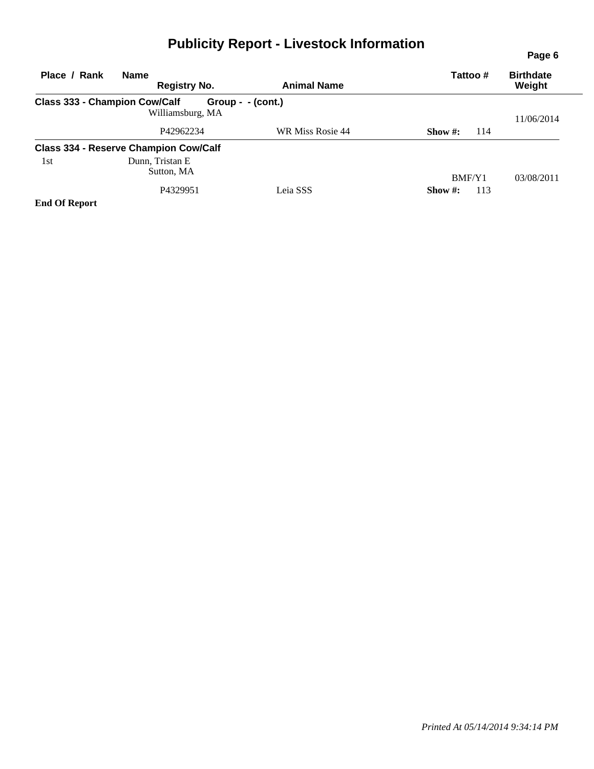# Publicity Report - Livestock Information

| Place / Rank | Name / Registry No. | Animal Name | Tattoo # | Birthdate / Weight |
|---|---|---|---|---|
| **Class 333 - Champion Cow/Calf** | **Group - - (cont.)** | | | |
| | Williamsburg, MA | | | 11/06/2014 |
| | P42962234 | WR Miss Rosie 44 | **Show #:** 114 | |
| **Class 334 - Reserve Champion Cow/Calf** | | | | |
| 1st | Dunn, Tristan E<br>Sutton, MA | | BMF/Y1 | 03/08/2011 |
| | P4329951 | Leia SSS | **Show #:** 113 | |

**End Of Report**

*Printed At 05/14/2014 9:34:14 PM*